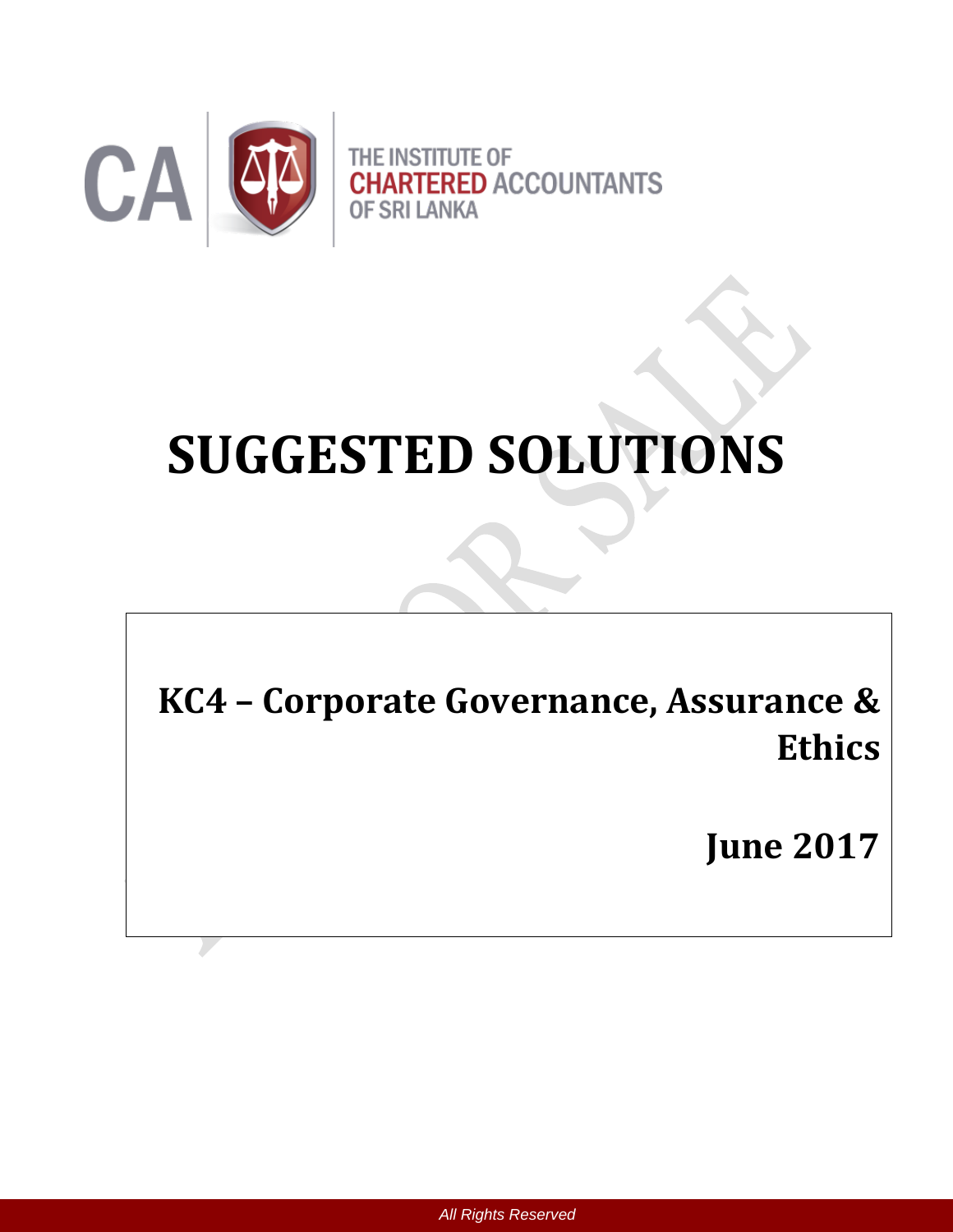THE INSTITUTE OF CHARTERED ACCOUNTANTS OF SRI LANKA

# SUGGESTED SOLUTIONS

## KC4 – Corporate Governance, Assurance & Ethics

## June 2017

All Rights Reserved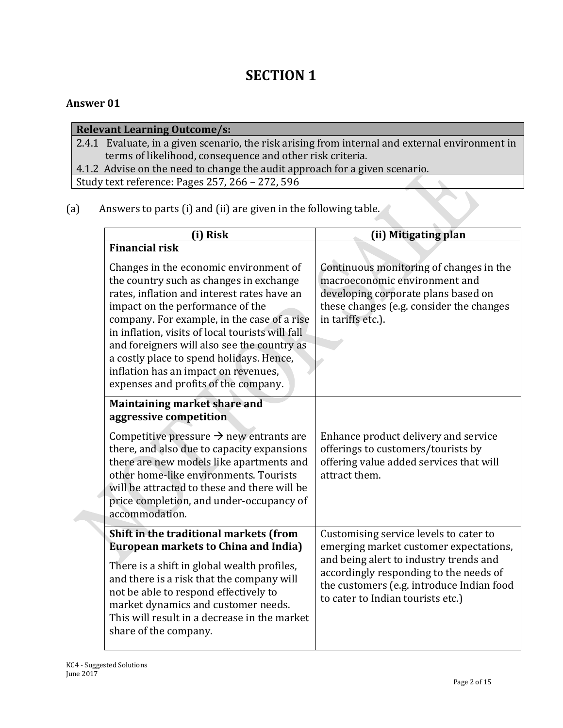# SECTION 1

### Answer 01

| Relevant Learning Outcome/s: |
|---|
| 2.4.1 Evaluate, in a given scenario, the risk arising from internal and external environment in terms of likelihood, consequence and other risk criteria. |
| 4.1.2 Advise on the need to change the audit approach for a given scenario. |
| Study text reference: Pages 257, 266 – 272, 596 |

(a) Answers to parts (i) and (ii) are given in the following table.

| (i) Risk | (ii) Mitigating plan |
|---|---|
| **Financial risk**<br><br>Changes in the economic environment of the country such as changes in exchange rates, inflation and interest rates have an impact on the performance of the company. For example, in the case of a rise in inflation, visits of local tourists will fall and foreigners will also see the country as a costly place to spend holidays. Hence, inflation has an impact on revenues, expenses and profits of the company. | Continuous monitoring of changes in the macroeconomic environment and developing corporate plans based on these changes (e.g. consider the changes in tariffs etc.). |
| **Maintaining market share and aggressive competition**<br><br>Competitive pressure → new entrants are there, and also due to capacity expansions there are new models like apartments and other home-like environments. Tourists will be attracted to these and there will be price completion, and under-occupancy of accommodation. | Enhance product delivery and service offerings to customers/tourists by offering value added services that will attract them. |
| **Shift in the traditional markets (from European markets to China and India)**<br><br>There is a shift in global wealth profiles, and there is a risk that the company will not be able to respond effectively to market dynamics and customer needs. This will result in a decrease in the market share of the company. | Customising service levels to cater to emerging market customer expectations, and being alert to industry trends and accordingly responding to the needs of the customers (e.g. introduce Indian food to cater to Indian tourists etc.) |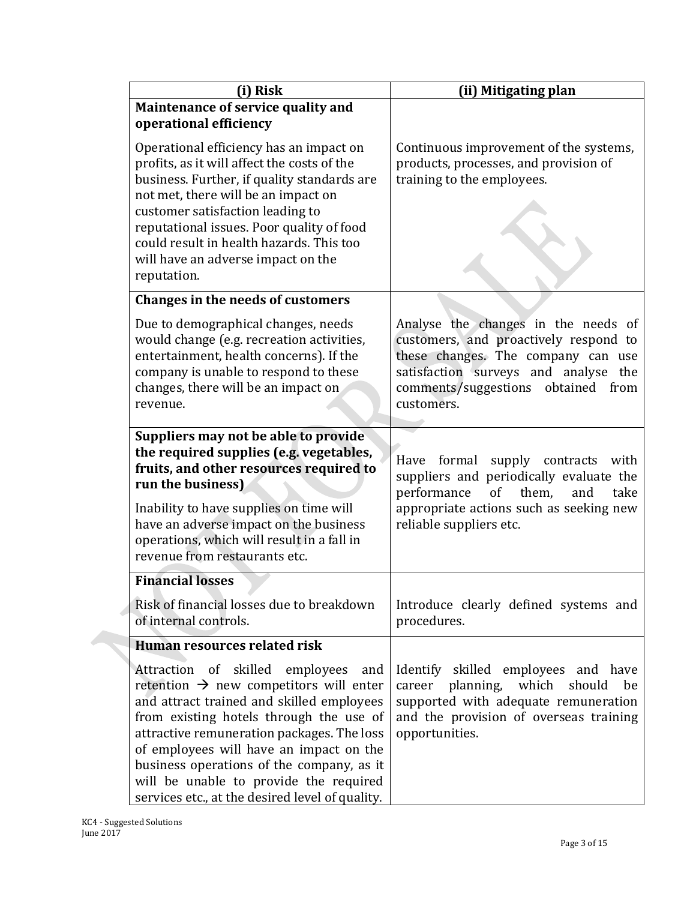| (i) Risk | (ii) Mitigating plan |
|---|---|
| **Maintenance of service quality and operational efficiency**<br><br>Operational efficiency has an impact on profits, as it will affect the costs of the business. Further, if quality standards are not met, there will be an impact on customer satisfaction leading to reputational issues. Poor quality of food could result in health hazards. This too will have an adverse impact on the reputation. | Continuous improvement of the systems, products, processes, and provision of training to the employees. |
| **Changes in the needs of customers**<br><br>Due to demographical changes, needs would change (e.g. recreation activities, entertainment, health concerns). If the company is unable to respond to these changes, there will be an impact on revenue. | Analyse the changes in the needs of customers, and proactively respond to these changes. The company can use satisfaction surveys and analyse the comments/suggestions obtained from customers. |
| **Suppliers may not be able to provide the required supplies (e.g. vegetables, fruits, and other resources required to run the business)**<br><br>Inability to have supplies on time will have an adverse impact on the business operations, which will result in a fall in revenue from restaurants etc. | Have formal supply contracts with suppliers and periodically evaluate the performance of them, and take appropriate actions such as seeking new reliable suppliers etc. |
| **Financial losses**<br><br>Risk of financial losses due to breakdown of internal controls. | Introduce clearly defined systems and procedures. |
| **Human resources related risk**<br><br>Attraction of skilled employees and retention → new competitors will enter and attract trained and skilled employees from existing hotels through the use of attractive remuneration packages. The loss of employees will have an impact on the business operations of the company, as it will be unable to provide the required services etc., at the desired level of quality. | Identify skilled employees and have career planning, which should be supported with adequate remuneration and the provision of overseas training opportunities. |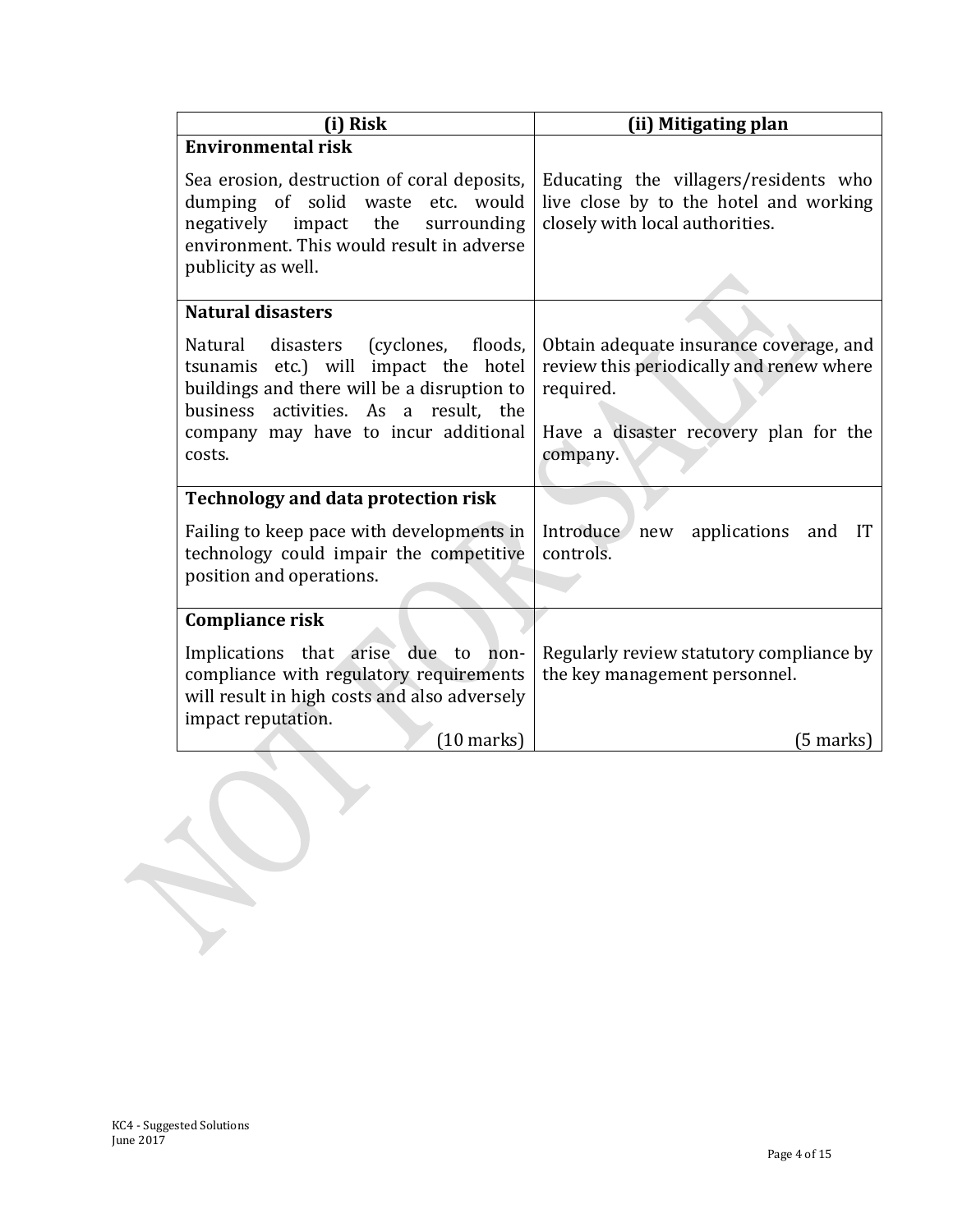| (i) Risk | (ii) Mitigating plan |
|---|---|
| **Environmental risk**<br><br>Sea erosion, destruction of coral deposits, dumping of solid waste etc. would negatively impact the surrounding environment. This would result in adverse publicity as well. | Educating the villagers/residents who live close by to the hotel and working closely with local authorities. |
| **Natural disasters**<br><br>Natural disasters (cyclones, floods, tsunamis etc.) will impact the hotel buildings and there will be a disruption to business activities. As a result, the company may have to incur additional costs. | Obtain adequate insurance coverage, and review this periodically and renew where required.<br><br>Have a disaster recovery plan for the company. |
| **Technology and data protection risk**<br><br>Failing to keep pace with developments in technology could impair the competitive position and operations. | Introduce new applications and IT controls. |
| **Compliance risk**<br><br>Implications that arise due to non-compliance with regulatory requirements will result in high costs and also adversely impact reputation.<br><br>(10 marks) | Regularly review statutory compliance by the key management personnel.<br><br>(5 marks) |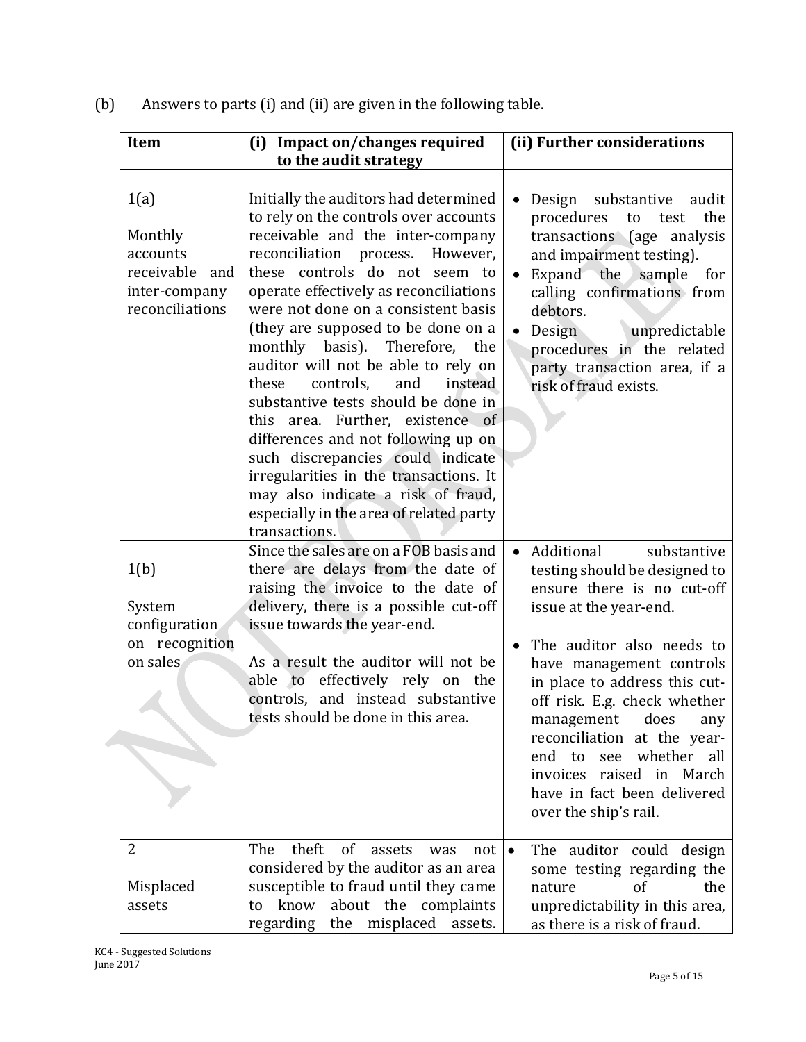(b) Answers to parts (i) and (ii) are given in the following table.

| Item | (i) Impact on/changes required to the audit strategy | (ii) Further considerations |
|---|---|---|
| 1(a)<br><br>Monthly accounts receivable and inter-company reconciliations | Initially the auditors had determined to rely on the controls over accounts receivable and the inter-company reconciliation process. However, these controls do not seem to operate effectively as reconciliations were not done on a consistent basis (they are supposed to be done on a monthly basis). Therefore, the auditor will not be able to rely on these controls, and instead substantive tests should be done in this area. Further, existence of differences and not following up on such discrepancies could indicate irregularities in the transactions. It may also indicate a risk of fraud, especially in the area of related party transactions. | • Design substantive audit procedures to test the transactions (age analysis and impairment testing).<br>• Expand the sample for calling confirmations from debtors.<br>• Design unpredictable procedures in the related party transaction area, if a risk of fraud exists. |
| 1(b)<br><br>System configuration on recognition on sales | Since the sales are on a FOB basis and there are delays from the date of raising the invoice to the date of delivery, there is a possible cut-off issue towards the year-end.<br><br>As a result the auditor will not be able to effectively rely on the controls, and instead substantive tests should be done in this area. | • Additional substantive testing should be designed to ensure there is no cut-off issue at the year-end.<br><br>• The auditor also needs to have management controls in place to address this cut-off risk. E.g. check whether management does any reconciliation at the year-end to see whether all invoices raised in March have in fact been delivered over the ship's rail. |
| 2<br><br>Misplaced assets | The theft of assets was not considered by the auditor as an area susceptible to fraud until they came to know about the complaints regarding the misplaced assets. | • The auditor could design some testing regarding the nature of the unpredictability in this area, as there is a risk of fraud. |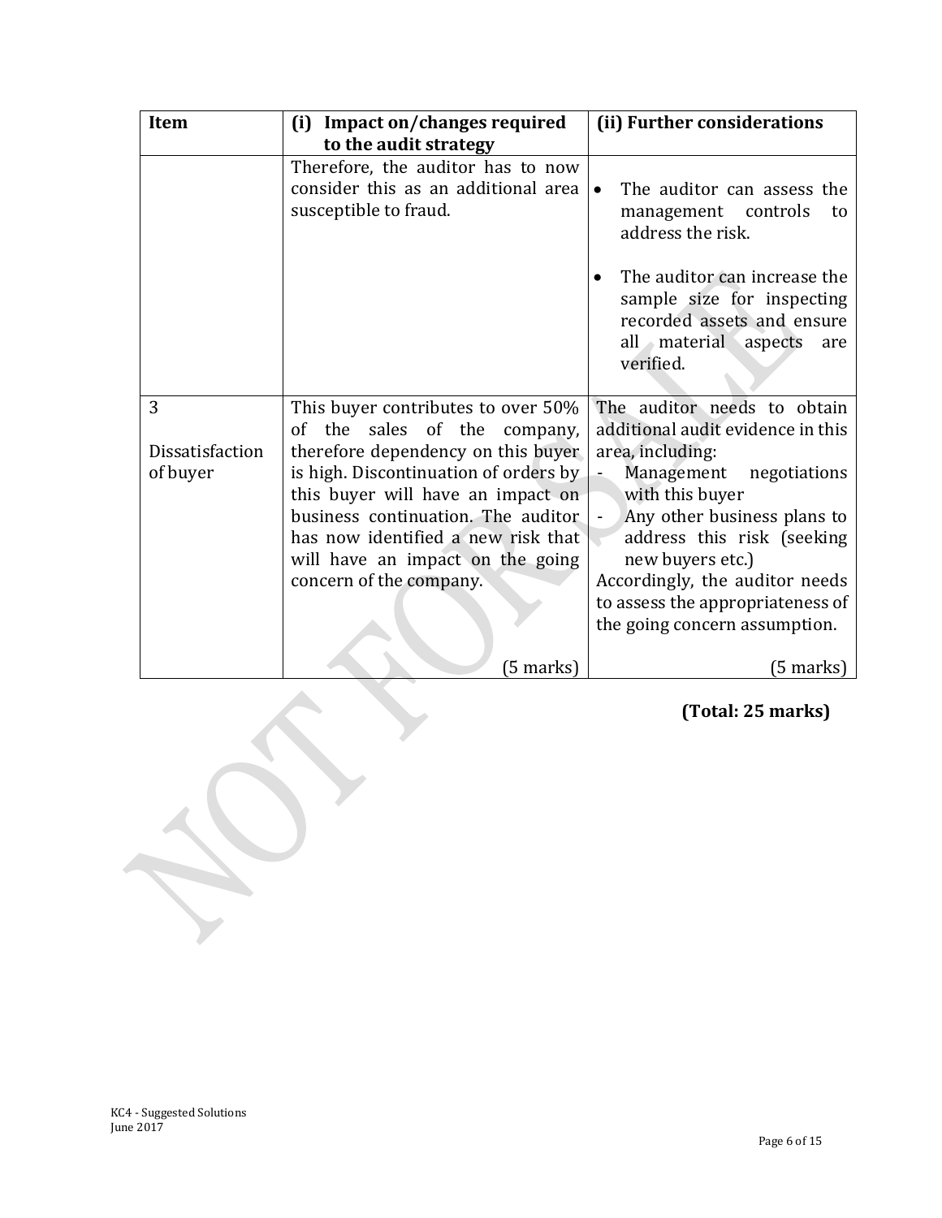| Item | (i) Impact on/changes required to the audit strategy | (ii) Further considerations |
|---|---|---|
| | Therefore, the auditor has to now consider this as an additional area susceptible to fraud. | • The auditor can assess the management controls to address the risk.<br><br>• The auditor can increase the sample size for inspecting recorded assets and ensure all material aspects are verified. |
| 3<br><br>Dissatisfaction of buyer | This buyer contributes to over 50% of the sales of the company, therefore dependency on this buyer is high. Discontinuation of orders by this buyer will have an impact on business continuation. The auditor has now identified a new risk that will have an impact on the going concern of the company.<br><br>(5 marks) | The auditor needs to obtain additional audit evidence in this area, including:<br>- Management negotiations with this buyer<br>- Any other business plans to address this risk (seeking new buyers etc.)<br>Accordingly, the auditor needs to assess the appropriateness of the going concern assumption.<br><br>(5 marks) |

**(Total: 25 marks)**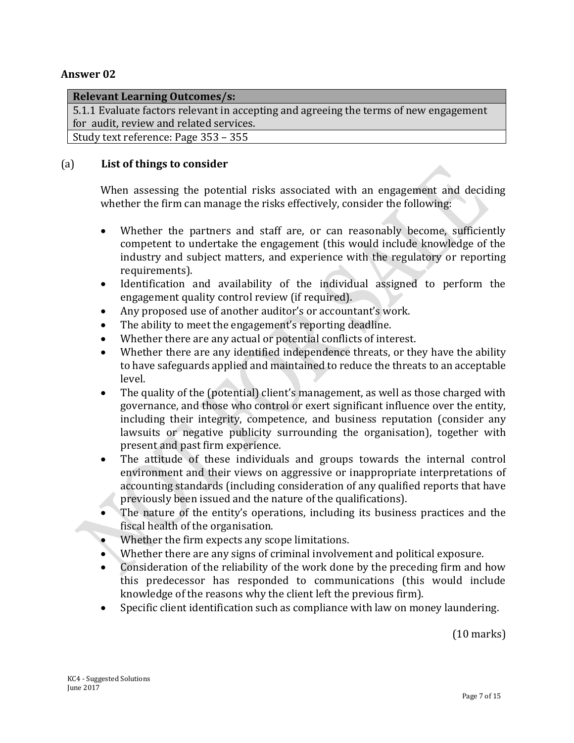## Answer 02

| Relevant Learning Outcomes/s: |
| --- |
| 5.1.1 Evaluate factors relevant in accepting and agreeing the terms of new engagement for audit, review and related services. |
| Study text reference: Page 353 – 355 |

(a) **List of things to consider**

When assessing the potential risks associated with an engagement and deciding whether the firm can manage the risks effectively, consider the following:

- Whether the partners and staff are, or can reasonably become, sufficiently competent to undertake the engagement (this would include knowledge of the industry and subject matters, and experience with the regulatory or reporting requirements).
- Identification and availability of the individual assigned to perform the engagement quality control review (if required).
- Any proposed use of another auditor's or accountant's work.
- The ability to meet the engagement's reporting deadline.
- Whether there are any actual or potential conflicts of interest.
- Whether there are any identified independence threats, or they have the ability to have safeguards applied and maintained to reduce the threats to an acceptable level.
- The quality of the (potential) client's management, as well as those charged with governance, and those who control or exert significant influence over the entity, including their integrity, competence, and business reputation (consider any lawsuits or negative publicity surrounding the organisation), together with present and past firm experience.
- The attitude of these individuals and groups towards the internal control environment and their views on aggressive or inappropriate interpretations of accounting standards (including consideration of any qualified reports that have previously been issued and the nature of the qualifications).
- The nature of the entity's operations, including its business practices and the fiscal health of the organisation.
- Whether the firm expects any scope limitations.
- Whether there are any signs of criminal involvement and political exposure.
- Consideration of the reliability of the work done by the preceding firm and how this predecessor has responded to communications (this would include knowledge of the reasons why the client left the previous firm).
- Specific client identification such as compliance with law on money laundering.

(10 marks)

KC4 - Suggested Solutions
June 2017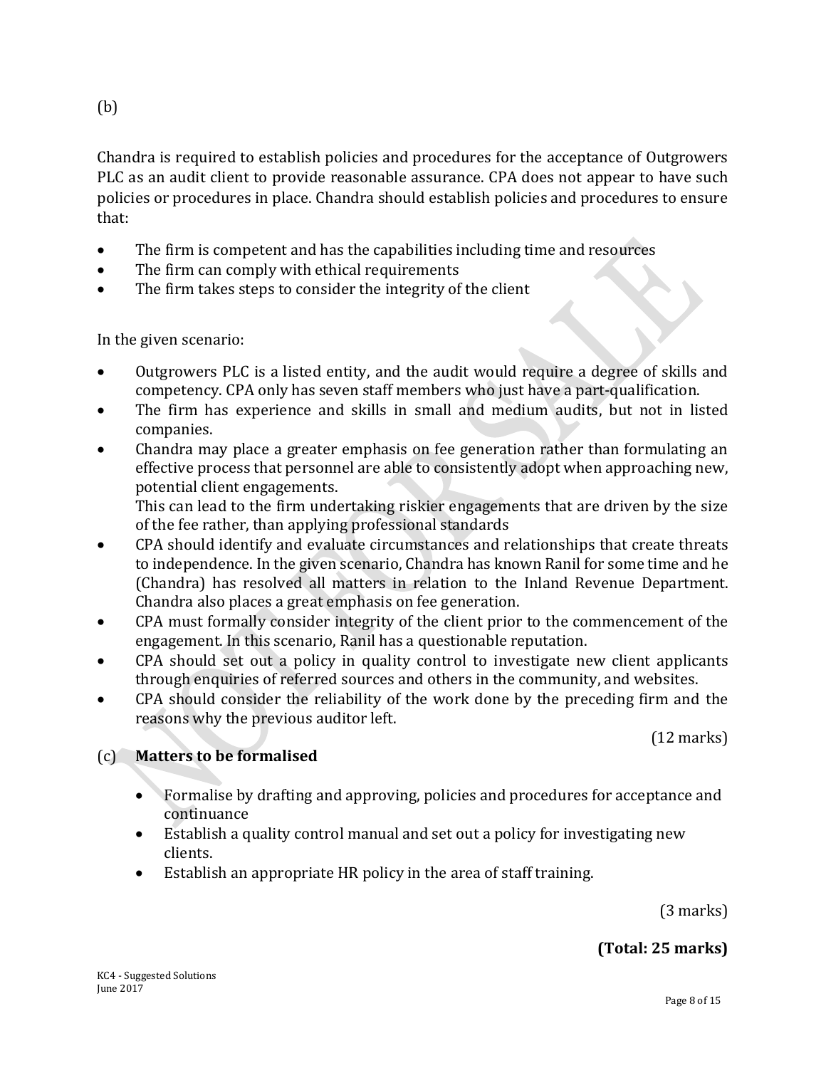(b)

Chandra is required to establish policies and procedures for the acceptance of Outgrowers PLC as an audit client to provide reasonable assurance. CPA does not appear to have such policies or procedures in place. Chandra should establish policies and procedures to ensure that:

- The firm is competent and has the capabilities including time and resources
- The firm can comply with ethical requirements
- The firm takes steps to consider the integrity of the client

In the given scenario:

- Outgrowers PLC is a listed entity, and the audit would require a degree of skills and competency. CPA only has seven staff members who just have a part-qualification.
- The firm has experience and skills in small and medium audits, but not in listed companies.
- Chandra may place a greater emphasis on fee generation rather than formulating an effective process that personnel are able to consistently adopt when approaching new, potential client engagements.
  This can lead to the firm undertaking riskier engagements that are driven by the size of the fee rather, than applying professional standards
- CPA should identify and evaluate circumstances and relationships that create threats to independence. In the given scenario, Chandra has known Ranil for some time and he (Chandra) has resolved all matters in relation to the Inland Revenue Department. Chandra also places a great emphasis on fee generation.
- CPA must formally consider integrity of the client prior to the commencement of the engagement. In this scenario, Ranil has a questionable reputation.
- CPA should set out a policy in quality control to investigate new client applicants through enquiries of referred sources and others in the community, and websites.
- CPA should consider the reliability of the work done by the preceding firm and the reasons why the previous auditor left.

(12 marks)

(c) **Matters to be formalised**

- Formalise by drafting and approving, policies and procedures for acceptance and continuance
- Establish a quality control manual and set out a policy for investigating new clients.
- Establish an appropriate HR policy in the area of staff training.

(3 marks)

**(Total: 25 marks)**

KC4 - Suggested Solutions
June 2017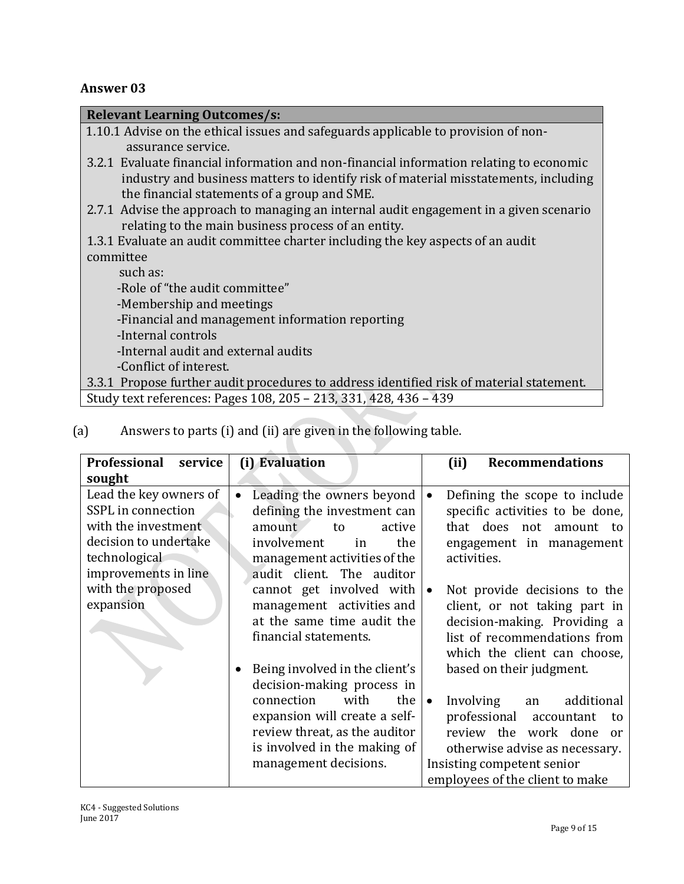## Answer 03

| Relevant Learning Outcomes/s: |
|---|
| 1.10.1 Advise on the ethical issues and safeguards applicable to provision of non-assurance service.<br>3.2.1 Evaluate financial information and non-financial information relating to economic industry and business matters to identify risk of material misstatements, including the financial statements of a group and SME.<br>2.7.1 Advise the approach to managing an internal audit engagement in a given scenario relating to the main business process of an entity.<br>1.3.1 Evaluate an audit committee charter including the key aspects of an audit committee such as:<br>-Role of "the audit committee"<br>-Membership and meetings<br>-Financial and management information reporting<br>-Internal controls<br>-Internal audit and external audits<br>-Conflict of interest.<br>3.3.1 Propose further audit procedures to address identified risk of material statement. |
| Study text references: Pages 108, 205 – 213, 331, 428, 436 – 439 |

(a) Answers to parts (i) and (ii) are given in the following table.

| Professional service sought | (i) Evaluation | (ii) Recommendations |
|---|---|---|
| Lead the key owners of SSPL in connection with the investment decision to undertake technological improvements in line with the proposed expansion | • Leading the owners beyond defining the investment can amount to active involvement in the management activities of the audit client. The auditor cannot get involved with management activities and at the same time audit the financial statements.<br><br>• Being involved in the client's decision-making process in connection with the expansion will create a self-review threat, as the auditor is involved in the making of management decisions. | • Defining the scope to include specific activities to be done, that does not amount to engagement in management activities.<br><br>• Not provide decisions to the client, or not taking part in decision-making. Providing a list of recommendations from which the client can choose, based on their judgment.<br><br>• Involving an additional professional accountant to review the work done or otherwise advise as necessary.<br>Insisting competent senior employees of the client to make |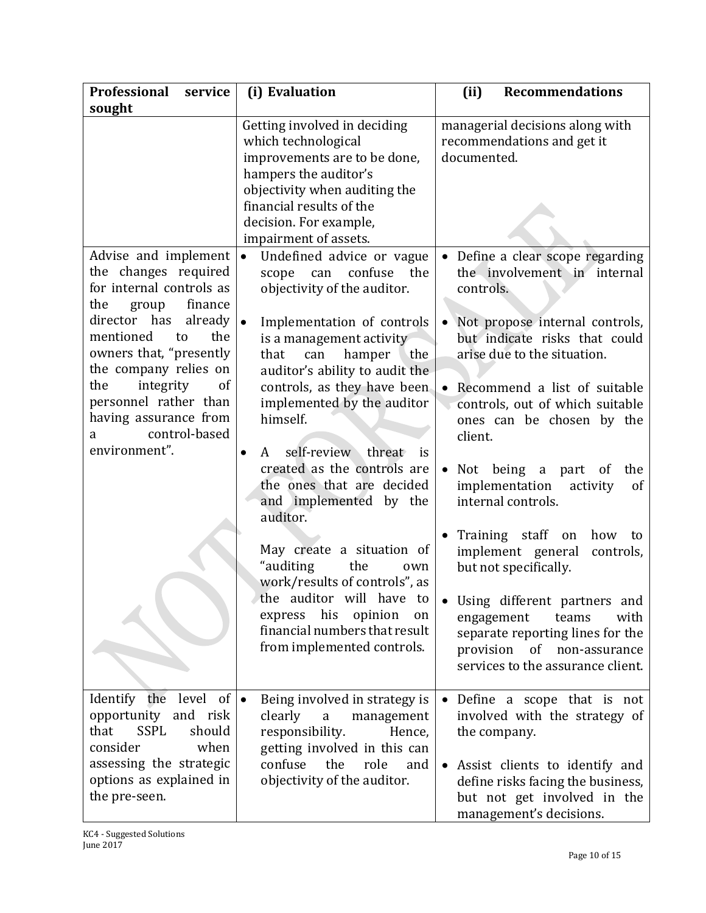| Professional service sought | (i) Evaluation | (ii) Recommendations |
| --- | --- | --- |
| | Getting involved in deciding which technological improvements are to be done, hampers the auditor's objectivity when auditing the financial results of the decision. For example, impairment of assets. | managerial decisions along with recommendations and get it documented. |
| Advise and implement the changes required for internal controls as the group finance director has already mentioned to the owners that, "presently the company relies on the integrity of personnel rather than having assurance from a control-based environment". | • Undefined advice or vague scope can confuse the objectivity of the auditor.<br><br>• Implementation of controls is a management activity that can hamper the auditor's ability to audit the controls, as they have been implemented by the auditor himself.<br><br>• A self-review threat is created as the controls are the ones that are decided and implemented by the auditor.<br><br>May create a situation of "auditing the own work/results of controls", as the auditor will have to express his opinion on financial numbers that result from implemented controls. | • Define a clear scope regarding the involvement in internal controls.<br><br>• Not propose internal controls, but indicate risks that could arise due to the situation.<br><br>• Recommend a list of suitable controls, out of which suitable ones can be chosen by the client.<br><br>• Not being a part of the implementation activity of internal controls.<br><br>• Training staff on how to implement general controls, but not specifically.<br><br>• Using different partners and engagement teams with separate reporting lines for the provision of non-assurance services to the assurance client. |
| Identify the level of opportunity and risk that SSPL should consider when assessing the strategic options as explained in the pre-seen. | • Being involved in strategy is clearly a management responsibility. Hence, getting involved in this can confuse the role and objectivity of the auditor. | • Define a scope that is not involved with the strategy of the company.<br><br>• Assist clients to identify and define risks facing the business, but not get involved in the management's decisions. |

KC4 - Suggested Solutions
June 2017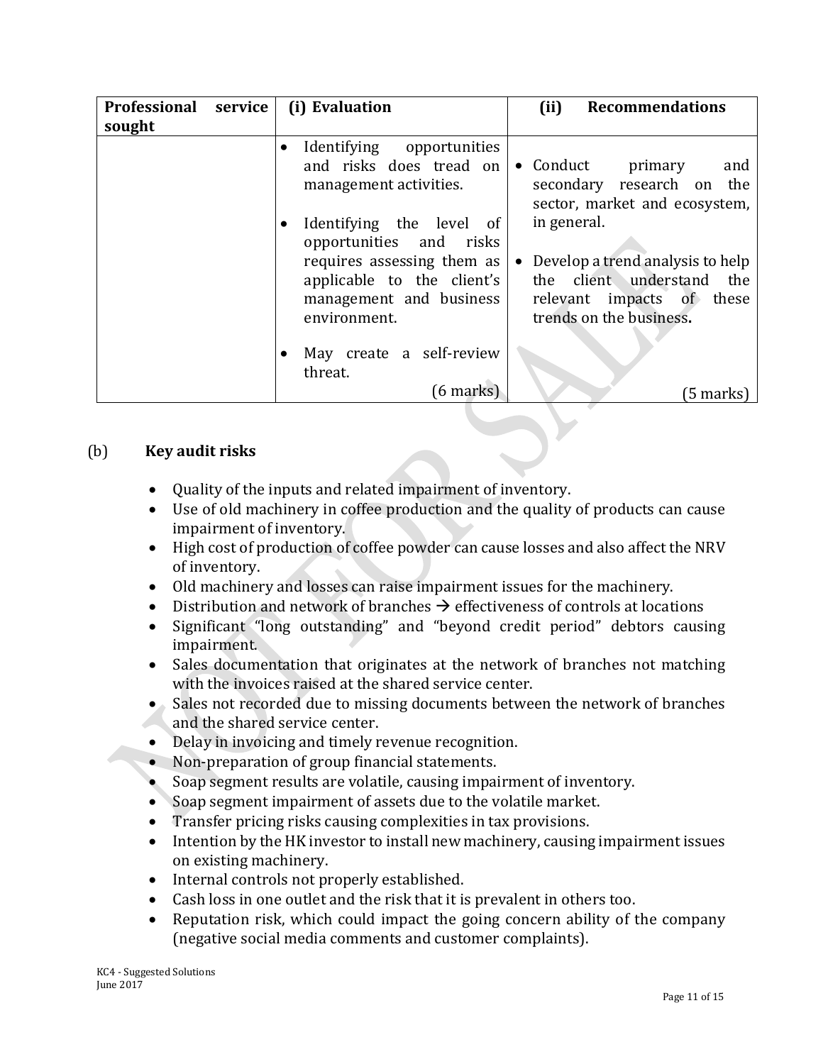| Professional service sought | (i) Evaluation | (ii) Recommendations |
| --- | --- | --- |
| | • Identifying opportunities and risks does tread on management activities.<br><br>• Identifying the level of opportunities and risks requires assessing them as applicable to the client's management and business environment.<br><br>• May create a self-review threat.<br><br>(6 marks) | • Conduct primary and secondary research on the sector, market and ecosystem, in general.<br><br>• Develop a trend analysis to help the client understand the relevant impacts of these trends on the business.<br><br>(5 marks) |

(b) **Key audit risks**

- Quality of the inputs and related impairment of inventory.
- Use of old machinery in coffee production and the quality of products can cause impairment of inventory.
- High cost of production of coffee powder can cause losses and also affect the NRV of inventory.
- Old machinery and losses can raise impairment issues for the machinery.
- Distribution and network of branches → effectiveness of controls at locations
- Significant "long outstanding" and "beyond credit period" debtors causing impairment.
- Sales documentation that originates at the network of branches not matching with the invoices raised at the shared service center.
- Sales not recorded due to missing documents between the network of branches and the shared service center.
- Delay in invoicing and timely revenue recognition.
- Non-preparation of group financial statements.
- Soap segment results are volatile, causing impairment of inventory.
- Soap segment impairment of assets due to the volatile market.
- Transfer pricing risks causing complexities in tax provisions.
- Intention by the HK investor to install new machinery, causing impairment issues on existing machinery.
- Internal controls not properly established.
- Cash loss in one outlet and the risk that it is prevalent in others too.
- Reputation risk, which could impact the going concern ability of the company (negative social media comments and customer complaints).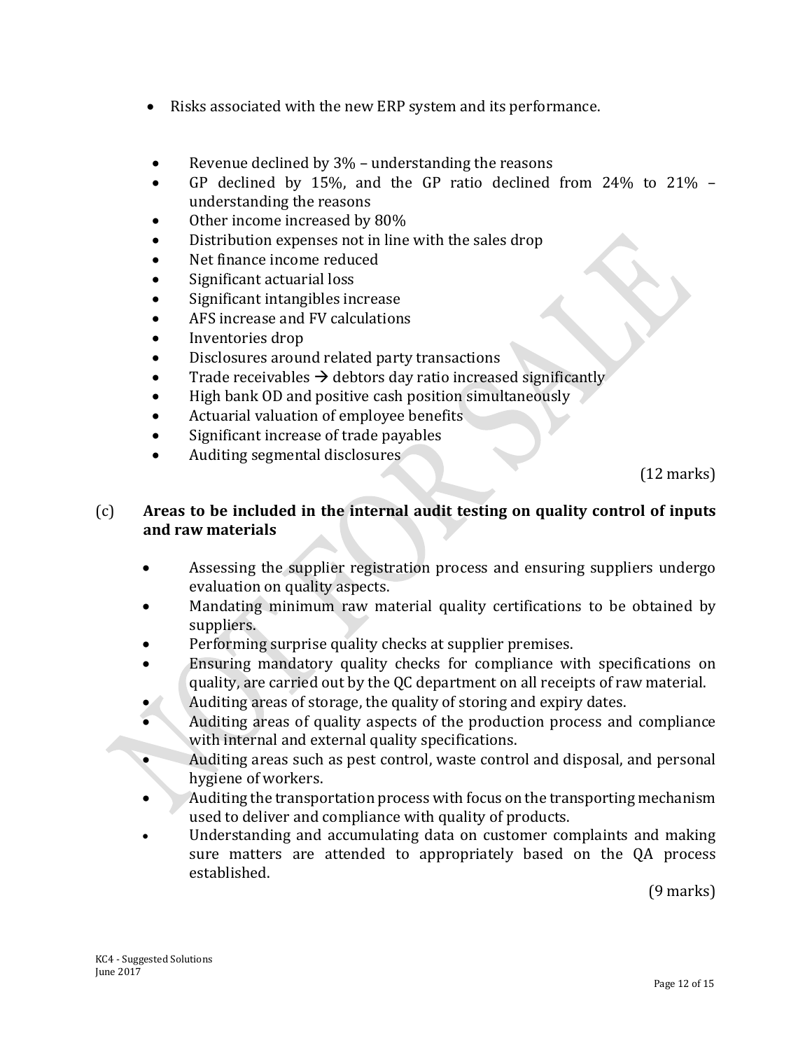- Risks associated with the new ERP system and its performance.

- Revenue declined by 3% – understanding the reasons
- GP declined by 15%, and the GP ratio declined from 24% to 21% – understanding the reasons
- Other income increased by 80%
- Distribution expenses not in line with the sales drop
- Net finance income reduced
- Significant actuarial loss
- Significant intangibles increase
- AFS increase and FV calculations
- Inventories drop
- Disclosures around related party transactions
- Trade receivables → debtors day ratio increased significantly
- High bank OD and positive cash position simultaneously
- Actuarial valuation of employee benefits
- Significant increase of trade payables
- Auditing segmental disclosures

(12 marks)

(c) **Areas to be included in the internal audit testing on quality control of inputs and raw materials**

- Assessing the supplier registration process and ensuring suppliers undergo evaluation on quality aspects.
- Mandating minimum raw material quality certifications to be obtained by suppliers.
- Performing surprise quality checks at supplier premises.
- Ensuring mandatory quality checks for compliance with specifications on quality, are carried out by the QC department on all receipts of raw material.
- Auditing areas of storage, the quality of storing and expiry dates.
- Auditing areas of quality aspects of the production process and compliance with internal and external quality specifications.
- Auditing areas such as pest control, waste control and disposal, and personal hygiene of workers.
- Auditing the transportation process with focus on the transporting mechanism used to deliver and compliance with quality of products.
- Understanding and accumulating data on customer complaints and making sure matters are attended to appropriately based on the QA process established.

(9 marks)

KC4 - Suggested Solutions
June 2017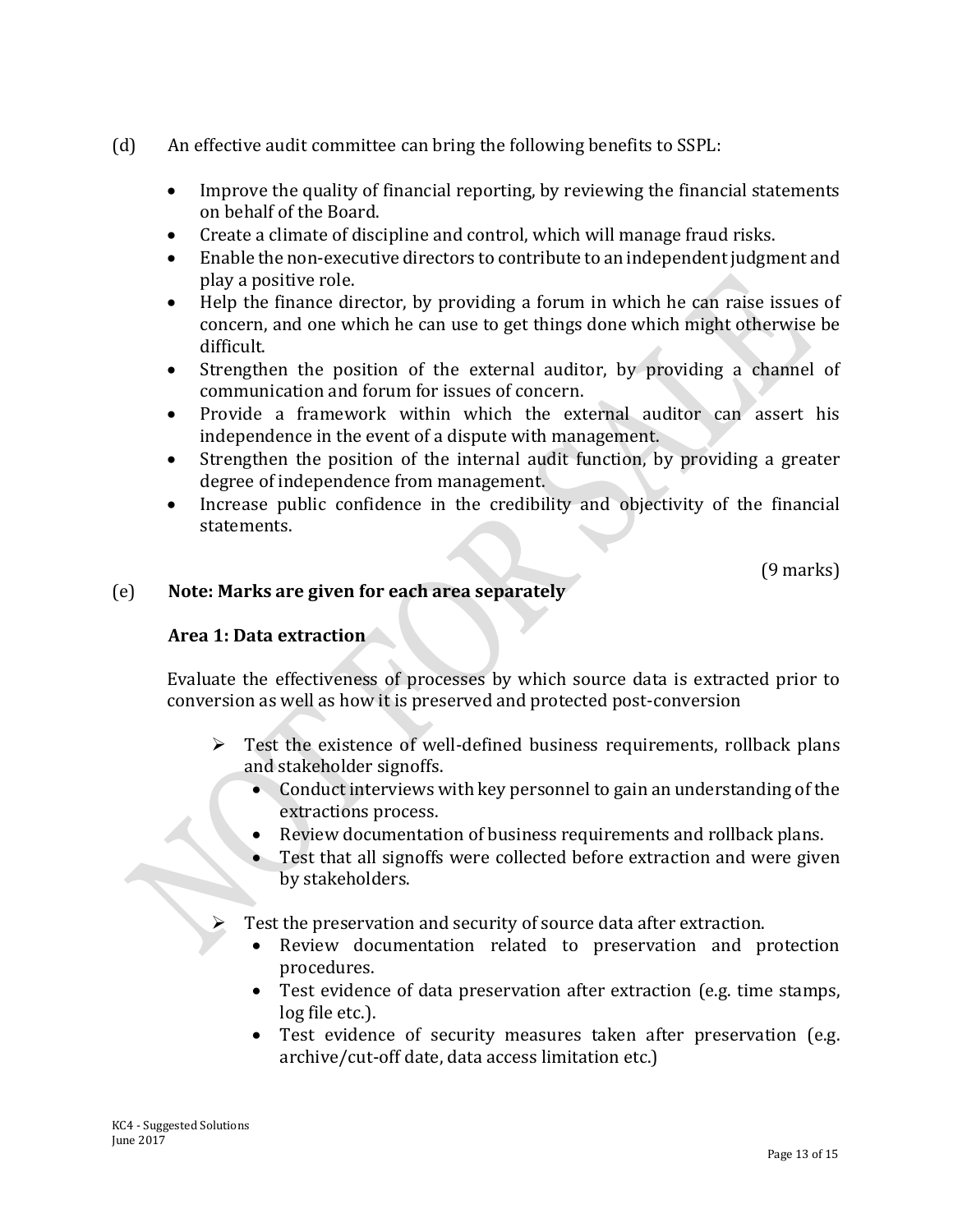(d) An effective audit committee can bring the following benefits to SSPL:

- Improve the quality of financial reporting, by reviewing the financial statements on behalf of the Board.
- Create a climate of discipline and control, which will manage fraud risks.
- Enable the non-executive directors to contribute to an independent judgment and play a positive role.
- Help the finance director, by providing a forum in which he can raise issues of concern, and one which he can use to get things done which might otherwise be difficult.
- Strengthen the position of the external auditor, by providing a channel of communication and forum for issues of concern.
- Provide a framework within which the external auditor can assert his independence in the event of a dispute with management.
- Strengthen the position of the internal audit function, by providing a greater degree of independence from management.
- Increase public confidence in the credibility and objectivity of the financial statements.

(9 marks)

(e) **Note: Marks are given for each area separately**

**Area 1: Data extraction**

Evaluate the effectiveness of processes by which source data is extracted prior to conversion as well as how it is preserved and protected post-conversion

- Test the existence of well-defined business requirements, rollback plans and stakeholder signoffs.
  - Conduct interviews with key personnel to gain an understanding of the extractions process.
  - Review documentation of business requirements and rollback plans.
  - Test that all signoffs were collected before extraction and were given by stakeholders.

- Test the preservation and security of source data after extraction.
  - Review documentation related to preservation and protection procedures.
  - Test evidence of data preservation after extraction (e.g. time stamps, log file etc.).
  - Test evidence of security measures taken after preservation (e.g. archive/cut-off date, data access limitation etc.)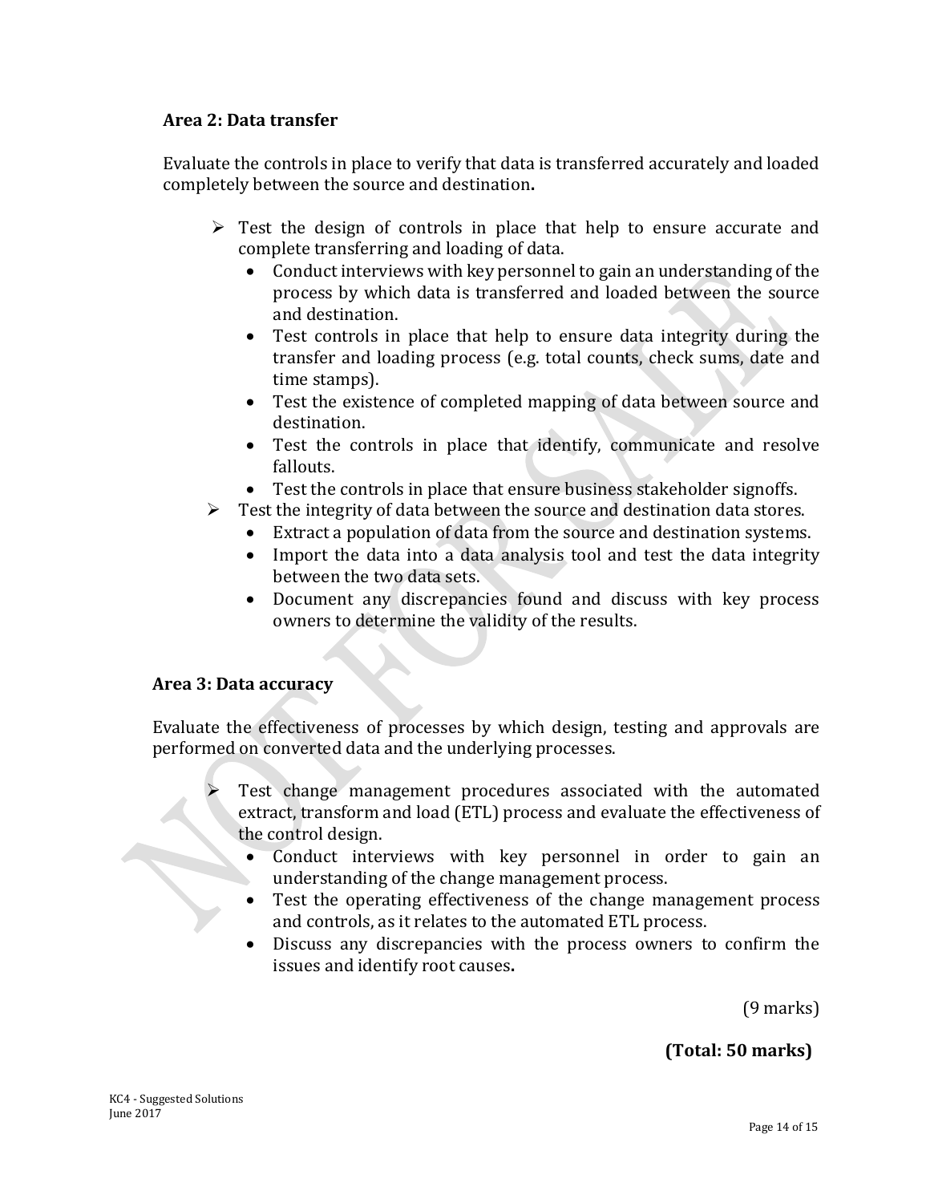**Area 2: Data transfer**

Evaluate the controls in place to verify that data is transferred accurately and loaded completely between the source and destination**.**

- Test the design of controls in place that help to ensure accurate and complete transferring and loading of data.
  - Conduct interviews with key personnel to gain an understanding of the process by which data is transferred and loaded between the source and destination.
  - Test controls in place that help to ensure data integrity during the transfer and loading process (e.g. total counts, check sums, date and time stamps).
  - Test the existence of completed mapping of data between source and destination.
  - Test the controls in place that identify, communicate and resolve fallouts.
  - Test the controls in place that ensure business stakeholder signoffs.
- Test the integrity of data between the source and destination data stores.
  - Extract a population of data from the source and destination systems.
  - Import the data into a data analysis tool and test the data integrity between the two data sets.
  - Document any discrepancies found and discuss with key process owners to determine the validity of the results.

**Area 3: Data accuracy**

Evaluate the effectiveness of processes by which design, testing and approvals are performed on converted data and the underlying processes.

- Test change management procedures associated with the automated extract, transform and load (ETL) process and evaluate the effectiveness of the control design.
  - Conduct interviews with key personnel in order to gain an understanding of the change management process.
  - Test the operating effectiveness of the change management process and controls, as it relates to the automated ETL process.
  - Discuss any discrepancies with the process owners to confirm the issues and identify root causes**.**

(9 marks)

**(Total: 50 marks)**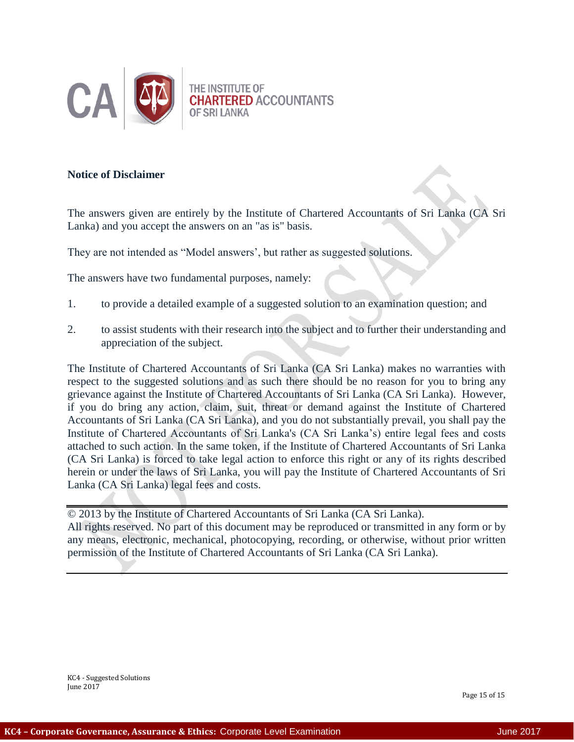**Notice of Disclaimer**

The answers given are entirely by the Institute of Chartered Accountants of Sri Lanka (CA Sri Lanka) and you accept the answers on an "as is" basis.

They are not intended as "Model answers', but rather as suggested solutions.

The answers have two fundamental purposes, namely:

1. to provide a detailed example of a suggested solution to an examination question; and

2. to assist students with their research into the subject and to further their understanding and appreciation of the subject.

The Institute of Chartered Accountants of Sri Lanka (CA Sri Lanka) makes no warranties with respect to the suggested solutions and as such there should be no reason for you to bring any grievance against the Institute of Chartered Accountants of Sri Lanka (CA Sri Lanka). However, if you do bring any action, claim, suit, threat or demand against the Institute of Chartered Accountants of Sri Lanka (CA Sri Lanka), and you do not substantially prevail, you shall pay the Institute of Chartered Accountants of Sri Lanka's (CA Sri Lanka's) entire legal fees and costs attached to such action. In the same token, if the Institute of Chartered Accountants of Sri Lanka (CA Sri Lanka) is forced to take legal action to enforce this right or any of its rights described herein or under the laws of Sri Lanka, you will pay the Institute of Chartered Accountants of Sri Lanka (CA Sri Lanka) legal fees and costs.

---

© 2013 by the Institute of Chartered Accountants of Sri Lanka (CA Sri Lanka).
All rights reserved. No part of this document may be reproduced or transmitted in any form or by any means, electronic, mechanical, photocopying, recording, or otherwise, without prior written permission of the Institute of Chartered Accountants of Sri Lanka (CA Sri Lanka).

---